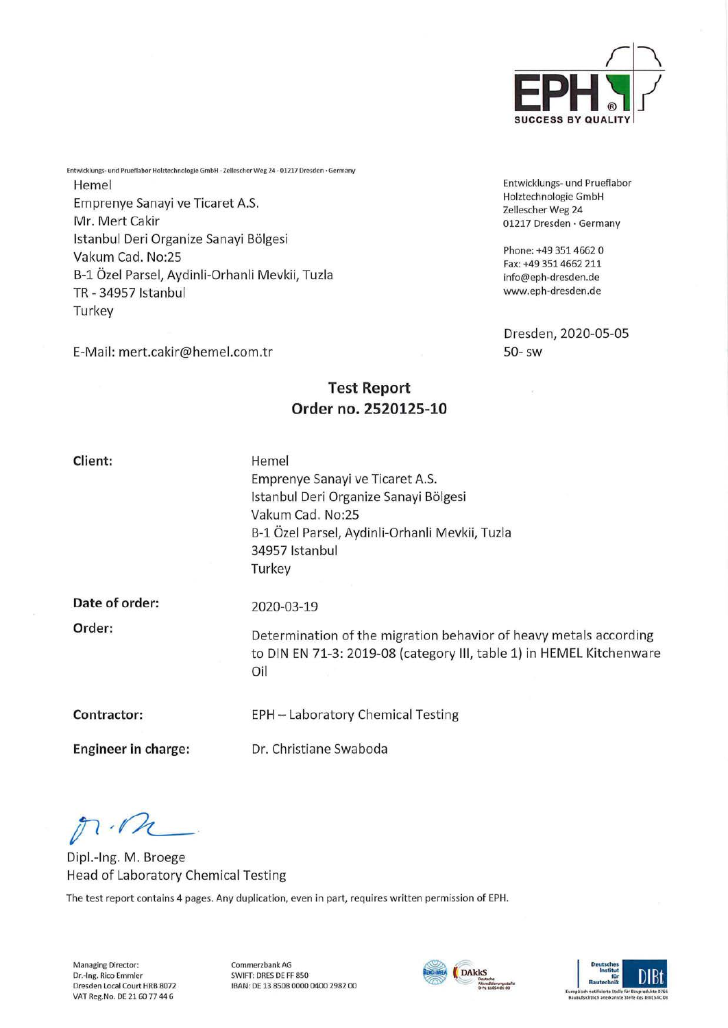EPH SUCCESS BY QUALITY

Entwicklungs- und Prueflabor Holztechnologie GmbH · Zellescher Weg 24 · 01217 Dresden · Germany

Hemel
Emprenye Sanayi ve Ticaret A.S.
Mr. Mert Cakir
Istanbul Deri Organize Sanayi Bölgesi
Vakum Cad. No:25
B-1 Özel Parsel, Aydinli-Orhanli Mevkii, Tuzla
TR - 34957 Istanbul
Turkey

E-Mail: mert.cakir@hemel.com.tr

Entwicklungs- und Prueflabor
Holztechnologie GmbH
Zellescher Weg 24
01217 Dresden · Germany

Phone: +49 351 4662 0
Fax: +49 351 4662 211
info@eph-dresden.de
www.eph-dresden.de

Dresden, 2020-05-05
50- sw

## Test Report
## Order no. 2520125-10

**Client:** Hemel
Emprenye Sanayi ve Ticaret A.S.
Istanbul Deri Organize Sanayi Bölgesi
Vakum Cad. No:25
B-1 Özel Parsel, Aydinli-Orhanli Mevkii, Tuzla
34957 Istanbul
Turkey

**Date of order:** 2020-03-19

**Order:** Determination of the migration behavior of heavy metals according to DIN EN 71-3: 2019-08 (category III, table 1) in HEMEL Kitchenware Oil

**Contractor:** EPH – Laboratory Chemical Testing

**Engineer in charge:** Dr. Christiane Swaboda

Dipl.-Ing. M. Broege
Head of Laboratory Chemical Testing

The test report contains 4 pages. Any duplication, even in part, requires written permission of EPH.

Managing Director:
Dr.-Ing. Rico Emmler
Dresden Local Court HRB 8072
VAT Reg.No. DE 21 60 77 44 6

Commerzbank AG
SWIFT: DRES DE FF 850
IBAN: DE 13 8508 0000 0400 2982 00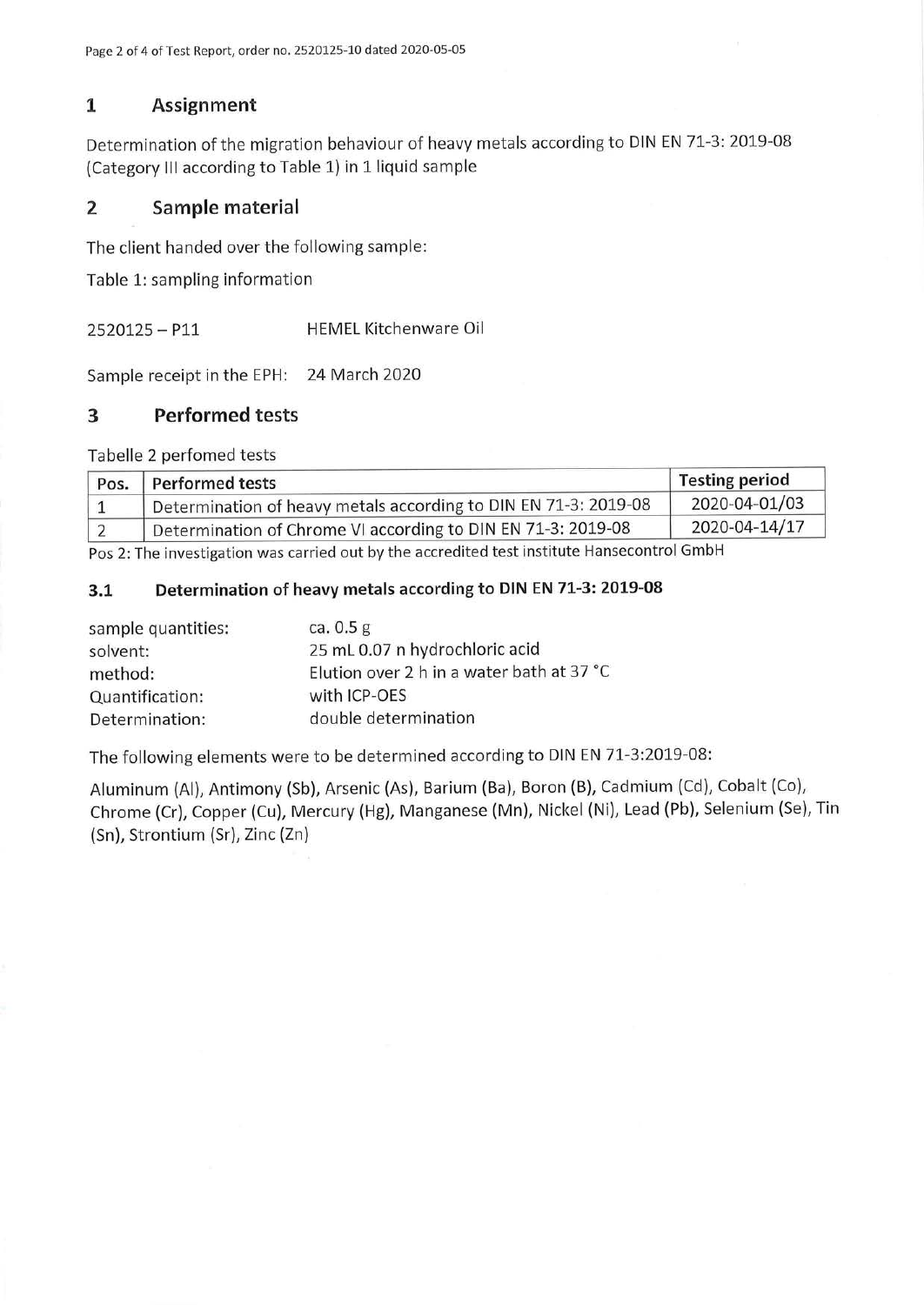## 1 Assignment

Determination of the migration behaviour of heavy metals according to DIN EN 71-3: 2019-08 (Category III according to Table 1) in 1 liquid sample

## 2 Sample material

The client handed over the following sample:

Table 1: sampling information

| | |
|---|---|
| 2520125 – P11 | HEMEL Kitchenware Oil |

Sample receipt in the EPH: 24 March 2020

## 3 Performed tests

Tabelle 2 perfomed tests

| Pos. | Performed tests | Testing period |
|---|---|---|
| 1 | Determination of heavy metals according to DIN EN 71-3: 2019-08 | 2020-04-01/03 |
| 2 | Determination of Chrome VI according to DIN EN 71-3: 2019-08 | 2020-04-14/17 |

Pos 2: The investigation was carried out by the accredited test institute Hansecontrol GmbH

### 3.1 Determination of heavy metals according to DIN EN 71-3: 2019-08

| | |
|---|---|
| sample quantities: | ca. 0.5 g |
| solvent: | 25 mL 0.07 n hydrochloric acid |
| method: | Elution over 2 h in a water bath at 37 °C |
| Quantification: | with ICP-OES |
| Determination: | double determination |

The following elements were to be determined according to DIN EN 71-3:2019-08:

Aluminum (Al), Antimony (Sb), Arsenic (As), Barium (Ba), Boron (B), Cadmium (Cd), Cobalt (Co), Chrome (Cr), Copper (Cu), Mercury (Hg), Manganese (Mn), Nickel (Ni), Lead (Pb), Selenium (Se), Tin (Sn), Strontium (Sr), Zinc (Zn)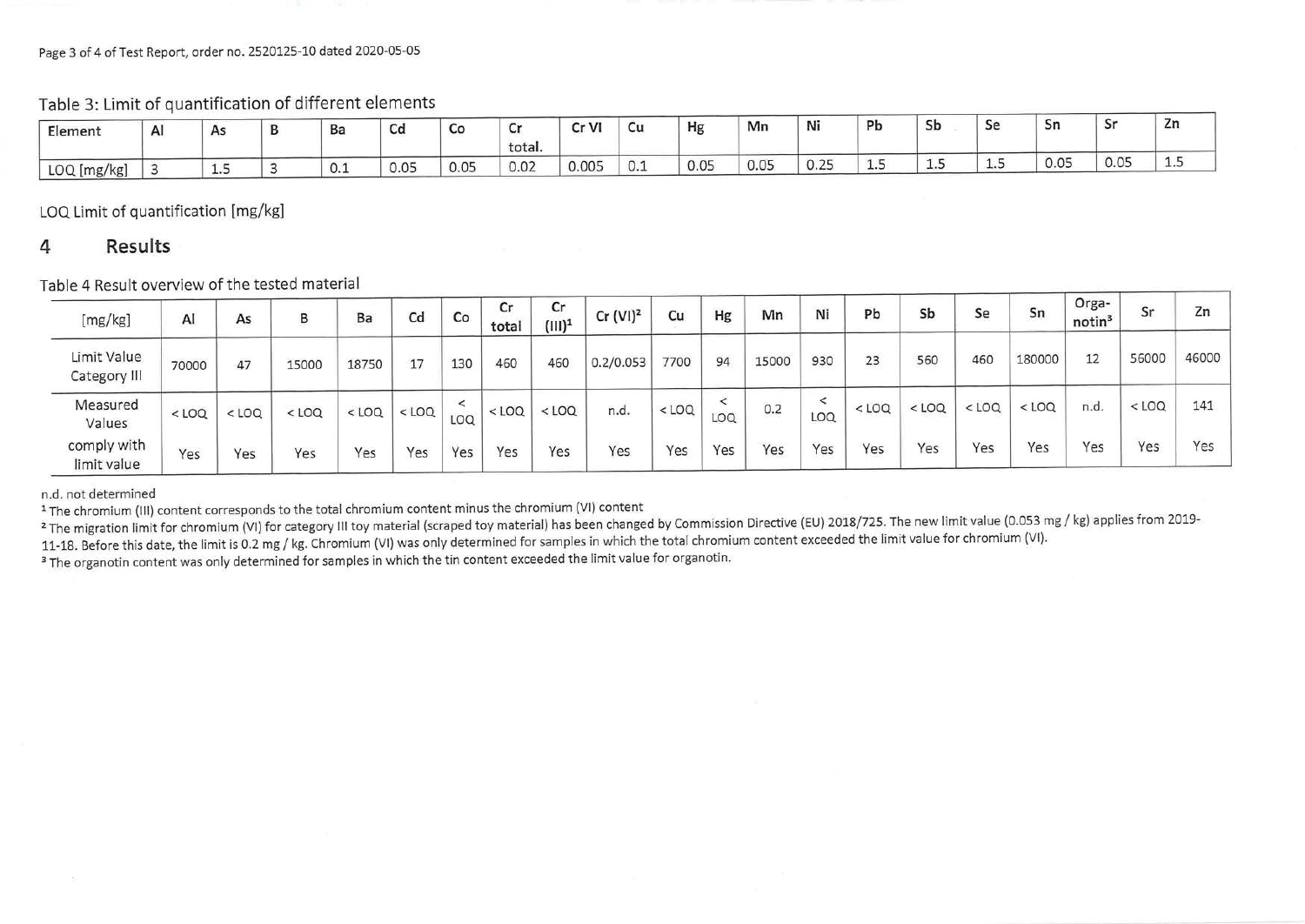Table 3: Limit of quantification of different elements

| Element | Al | As | B | Ba | Cd | Co | Cr total. | Cr VI | Cu | Hg | Mn | Ni | Pb | Sb | Se | Sn | Sr | Zn |
|---|---|---|---|---|---|---|---|---|---|---|---|---|---|---|---|---|---|---|
| LOQ [mg/kg] | 3 | 1.5 | 3 | 0.1 | 0.05 | 0.05 | 0.02 | 0.005 | 0.1 | 0.05 | 0.05 | 0.25 | 1.5 | 1.5 | 1.5 | 0.05 | 0.05 | 1.5 |

LOQ Limit of quantification [mg/kg]

## 4 Results

Table 4 Result overview of the tested material

| [mg/kg] | Al | As | B | Ba | Cd | Co | Cr total | Cr (III)[1] | Cr (VI)[2] | Cu | Hg | Mn | Ni | Pb | Sb | Se | Sn | Organotin[3] | Sr | Zn |
|---|---|---|---|---|---|---|---|---|---|---|---|---|---|---|---|---|---|---|---|---|
| Limit Value Category III | 70000 | 47 | 15000 | 18750 | 17 | 130 | 460 | 460 | 0.2/0.053 | 7700 | 94 | 15000 | 930 | 23 | 560 | 460 | 180000 | 12 | 56000 | 46000 |
| Measured Values | < LOQ | < LOQ | < LOQ | < LOQ | < LOQ | < LOQ | < LOQ | < LOQ | n.d. | < LOQ | < LOQ | 0.2 | < LOQ | < LOQ | < LOQ | < LOQ | < LOQ | n.d. | < LOQ | 141 |
| comply with limit value | Yes | Yes | Yes | Yes | Yes | Yes | Yes | Yes | Yes | Yes | Yes | Yes | Yes | Yes | Yes | Yes | Yes | Yes | Yes | Yes |

n.d. not determined

[1] The chromium (III) content corresponds to the total chromium content minus the chromium (VI) content

[2] The migration limit for chromium (VI) for category III toy material (scraped toy material) has been changed by Commission Directive (EU) 2018/725. The new limit value (0.053 mg / kg) applies from 2019-11-18. Before this date, the limit is 0.2 mg / kg. Chromium (VI) was only determined for samples in which the total chromium content exceeded the limit value for chromium (VI).

[3] The organotin content was only determined for samples in which the tin content exceeded the limit value for organotin.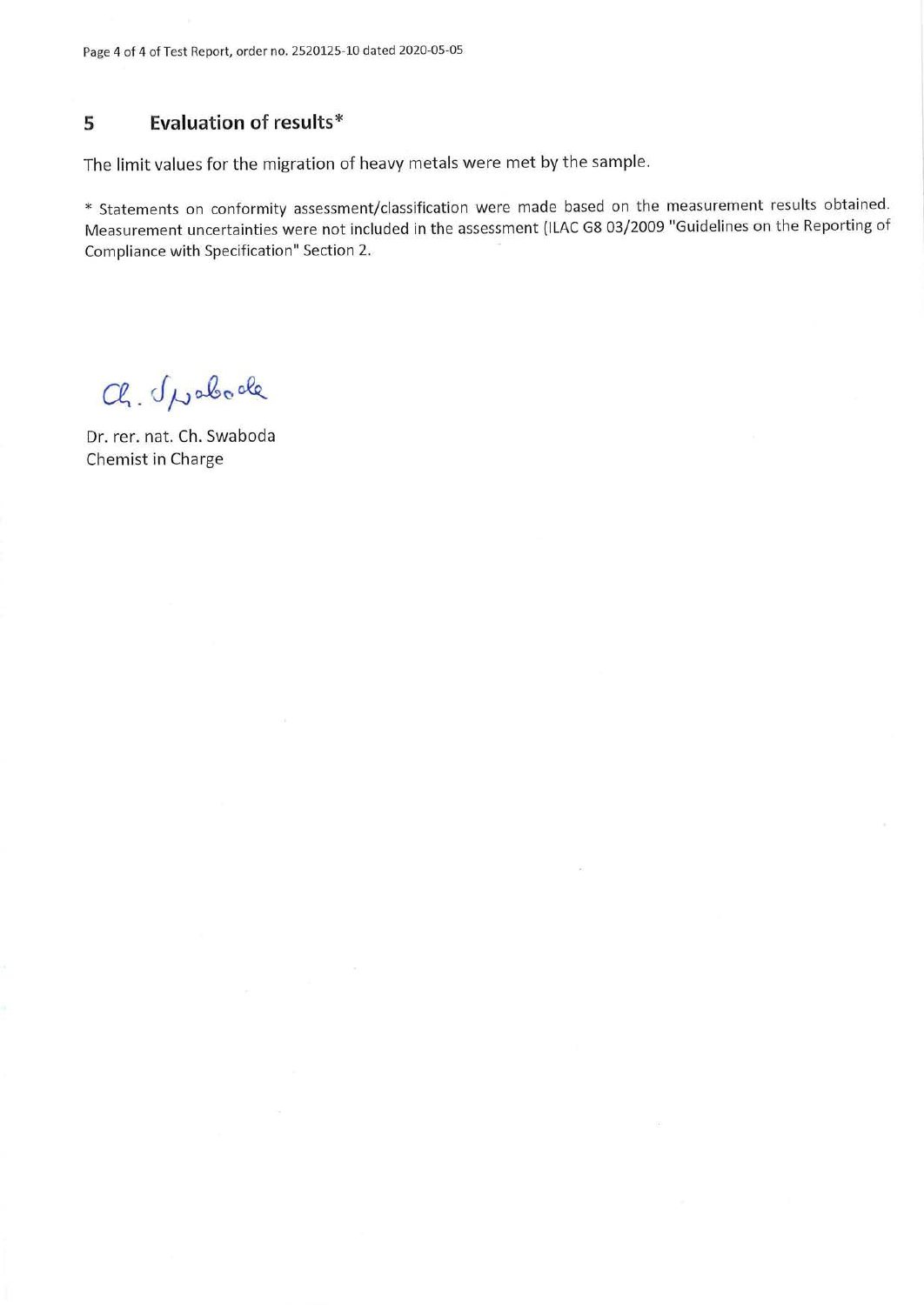## 5 Evaluation of results*

The limit values for the migration of heavy metals were met by the sample.

* Statements on conformity assessment/classification were made based on the measurement results obtained. Measurement uncertainties were not included in the assessment (ILAC G8 03/2009 "Guidelines on the Reporting of Compliance with Specification" Section 2.

Ch. Swaboda

Dr. rer. nat. Ch. Swaboda
Chemist in Charge